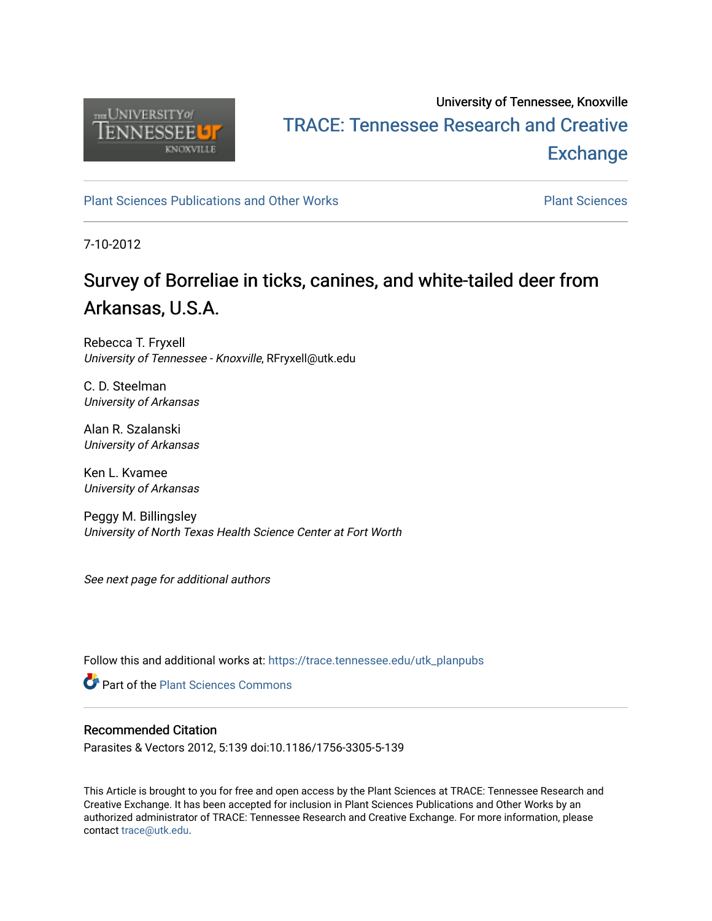University of Tennessee, Knoxville

TRACE: Tennessee Research and Creative Exchange

Plant Sciences Publications and Other Works

Plant Sciences

7-10-2012

# Survey of Borreliae in ticks, canines, and white-tailed deer from Arkansas, U.S.A.

Rebecca T. Fryxell
*University of Tennessee - Knoxville*, RFryxell@utk.edu

C. D. Steelman
*University of Arkansas*

Alan R. Szalanski
*University of Arkansas*

Ken L. Kvamee
*University of Arkansas*

Peggy M. Billingsley
*University of North Texas Health Science Center at Fort Worth*

*See next page for additional authors*

Follow this and additional works at: https://trace.tennessee.edu/utk_planpubs

Part of the Plant Sciences Commons

## Recommended Citation

Parasites & Vectors 2012, 5:139 doi:10.1186/1756-3305-5-139

This Article is brought to you for free and open access by the Plant Sciences at TRACE: Tennessee Research and Creative Exchange. It has been accepted for inclusion in Plant Sciences Publications and Other Works by an authorized administrator of TRACE: Tennessee Research and Creative Exchange. For more information, please contact trace@utk.edu.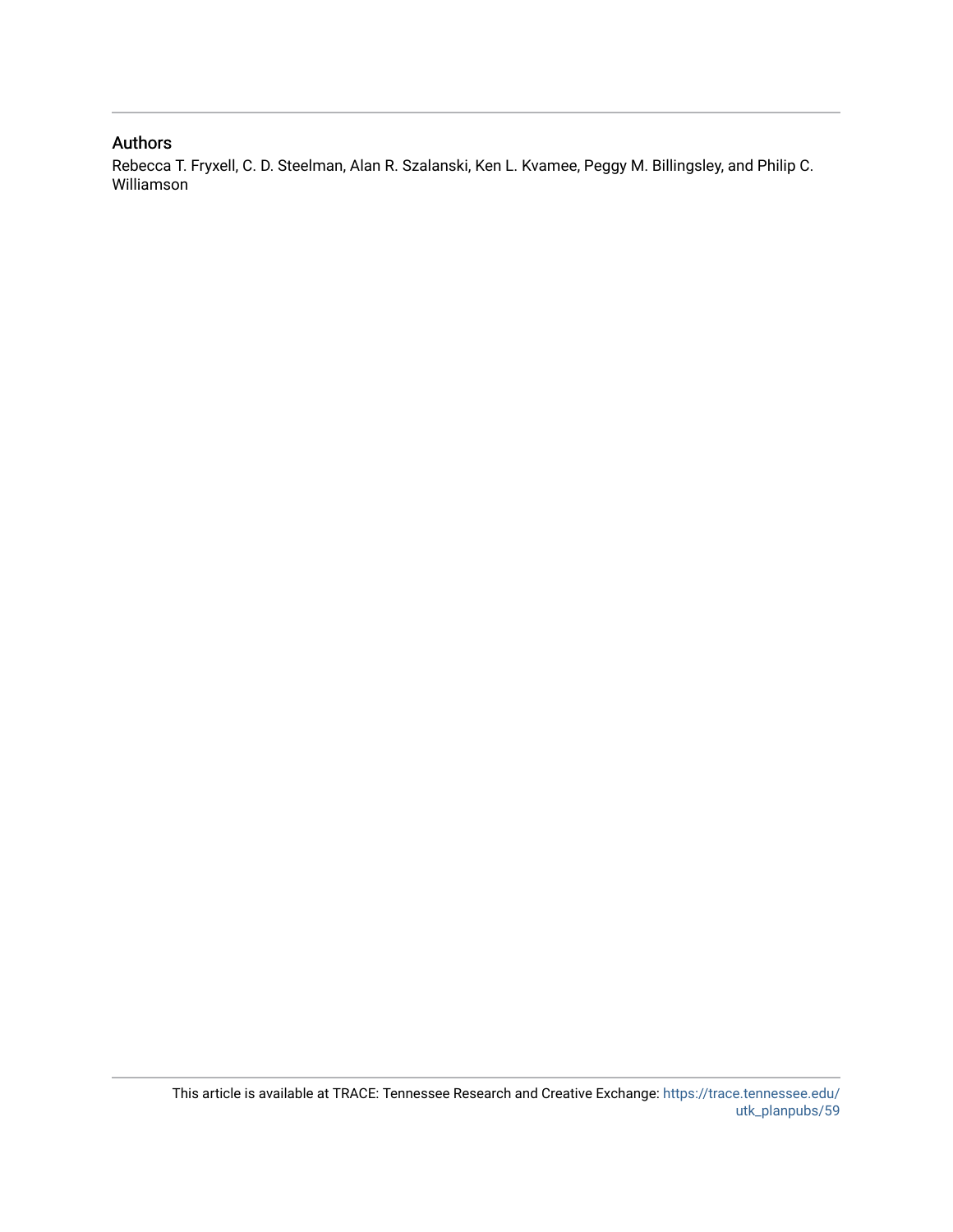## Authors

Rebecca T. Fryxell, C. D. Steelman, Alan R. Szalanski, Ken L. Kvamee, Peggy M. Billingsley, and Philip C. Williamson

This article is available at TRACE: Tennessee Research and Creative Exchange: https://trace.tennessee.edu/utk_planpubs/59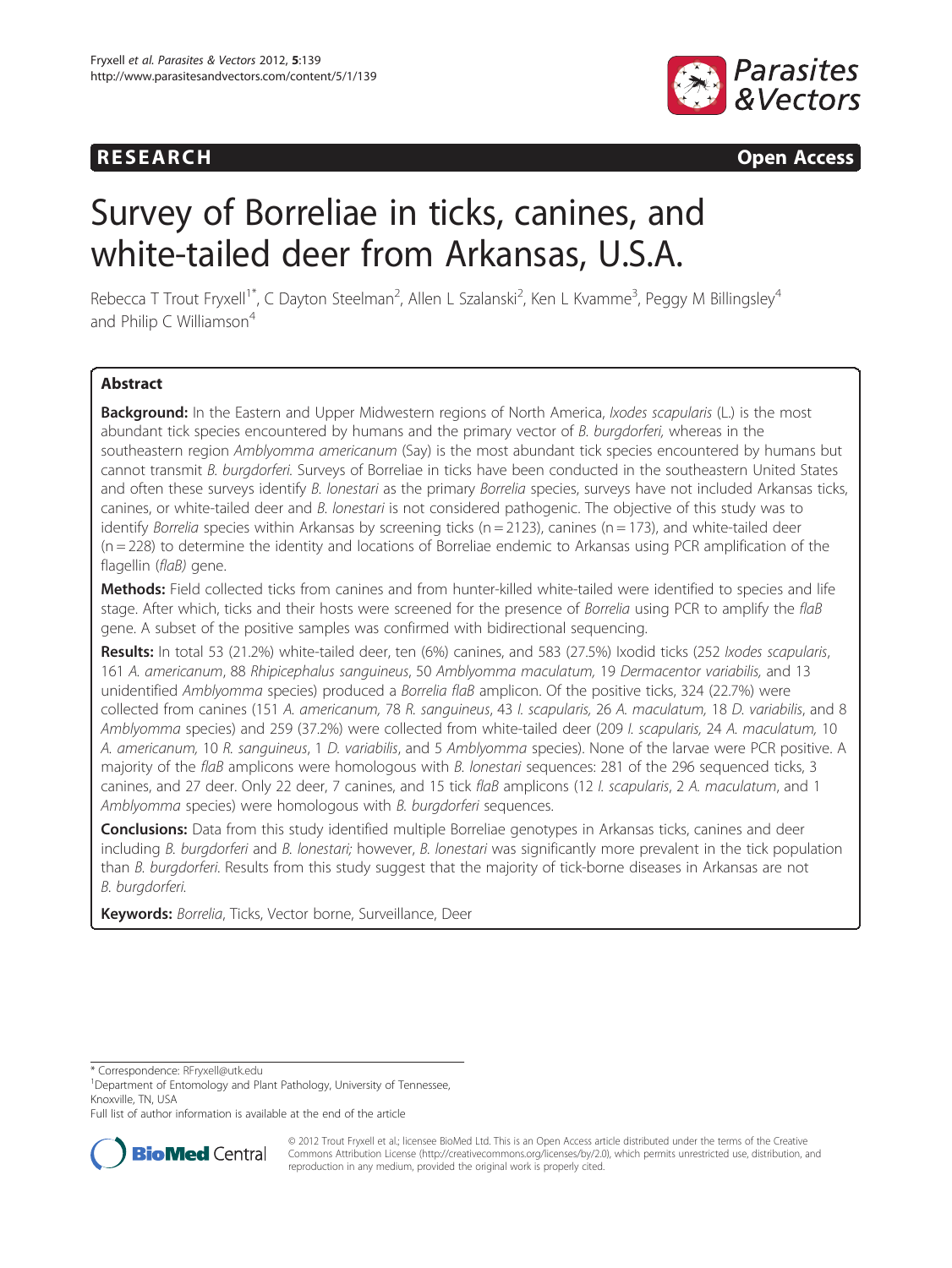# Survey of Borreliae in ticks, canines, and white-tailed deer from Arkansas, U.S.A.

Rebecca T Trout Fryxell[1*], C Dayton Steelman[2], Allen L Szalanski[2], Ken L Kvamme[3], Peggy M Billingsley[4] and Philip C Williamson[4]

## Abstract

**Background:** In the Eastern and Upper Midwestern regions of North America, *Ixodes scapularis* (L.) is the most abundant tick species encountered by humans and the primary vector of *B. burgdorferi*, whereas in the southeastern region *Amblyomma americanum* (Say) is the most abundant tick species encountered by humans but cannot transmit *B. burgdorferi*. Surveys of Borreliae in ticks have been conducted in the southeastern United States and often these surveys identify *B. lonestari* as the primary *Borrelia* species, surveys have not included Arkansas ticks, canines, or white-tailed deer and *B. lonestari* is not considered pathogenic. The objective of this study was to identify *Borrelia* species within Arkansas by screening ticks (n = 2123), canines (n = 173), and white-tailed deer (n = 228) to determine the identity and locations of Borreliae endemic to Arkansas using PCR amplification of the flagellin (*flaB*) gene.

**Methods:** Field collected ticks from canines and from hunter-killed white-tailed were identified to species and life stage. After which, ticks and their hosts were screened for the presence of *Borrelia* using PCR to amplify the *flaB* gene. A subset of the positive samples was confirmed with bidirectional sequencing.

**Results:** In total 53 (21.2%) white-tailed deer, ten (6%) canines, and 583 (27.5%) Ixodid ticks (252 *Ixodes scapularis*, 161 *A. americanum*, 88 *Rhipicephalus sanguineus*, 50 *Amblyomma maculatum*, 19 *Dermacentor variabilis*, and 13 unidentified *Amblyomma* species) produced a *Borrelia flaB* amplicon. Of the positive ticks, 324 (22.7%) were collected from canines (151 *A. americanum*, 78 *R. sanguineus*, 43 *I. scapularis*, 26 *A. maculatum*, 18 *D. variabilis*, and 8 *Amblyomma* species) and 259 (37.2%) were collected from white-tailed deer (209 *I. scapularis*, 24 *A. maculatum*, 10 *A. americanum*, 10 *R. sanguineus*, 1 *D. variabilis*, and 5 *Amblyomma* species). None of the larvae were PCR positive. A majority of the *flaB* amplicons were homologous with *B. lonestari* sequences: 281 of the 296 sequenced ticks, 3 canines, and 27 deer. Only 22 deer, 7 canines, and 15 tick *flaB* amplicons (12 *I. scapularis*, 2 *A. maculatum*, and 1 *Amblyomma* species) were homologous with *B. burgdorferi* sequences.

**Conclusions:** Data from this study identified multiple Borreliae genotypes in Arkansas ticks, canines and deer including *B. burgdorferi* and *B. lonestari*; however, *B. lonestari* was significantly more prevalent in the tick population than *B. burgdorferi*. Results from this study suggest that the majority of tick-borne diseases in Arkansas are not *B. burgdorferi*.

**Keywords:** *Borrelia*, Ticks, Vector borne, Surveillance, Deer

\* Correspondence: RFryxell@utk.edu

[1]Department of Entomology and Plant Pathology, University of Tennessee, Knoxville, TN, USA

Full list of author information is available at the end of the article

© 2012 Trout Fryxell et al.; licensee BioMed Central Ltd. This is an Open Access article distributed under the terms of the Creative Commons Attribution License (http://creativecommons.org/licenses/by/2.0), which permits unrestricted use, distribution, and reproduction in any medium, provided the original work is properly cited.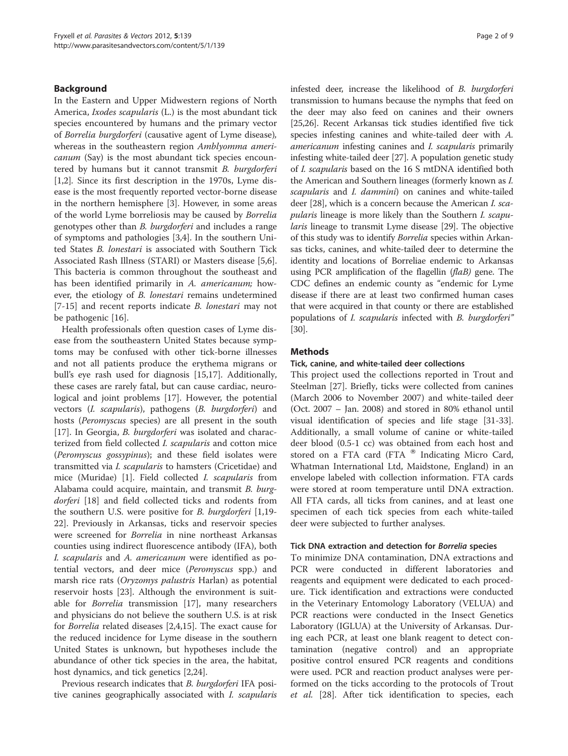## Background

In the Eastern and Upper Midwestern regions of North America, *Ixodes scapularis* (L.) is the most abundant tick species encountered by humans and the primary vector of *Borrelia burgdorferi* (causative agent of Lyme disease), whereas in the southeastern region *Amblyomma americanum* (Say) is the most abundant tick species encountered by humans but it cannot transmit *B. burgdorferi* [1,2]. Since its first description in the 1970s, Lyme disease is the most frequently reported vector-borne disease in the northern hemisphere [3]. However, in some areas of the world Lyme borreliosis may be caused by *Borrelia* genotypes other than *B. burgdorferi* and includes a range of symptoms and pathologies [3,4]. In the southern United States *B. lonestari* is associated with Southern Tick Associated Rash Illness (STARI) or Masters disease [5,6]. This bacteria is common throughout the southeast and has been identified primarily in *A. americanum;* however, the etiology of *B. lonestari* remains undetermined [7-15] and recent reports indicate *B. lonestari* may not be pathogenic [16].

Health professionals often question cases of Lyme disease from the southeastern United States because symptoms may be confused with other tick-borne illnesses and not all patients produce the erythema migrans or bull's eye rash used for diagnosis [15,17]. Additionally, these cases are rarely fatal, but can cause cardiac, neurological and joint problems [17]. However, the potential vectors (*I. scapularis*), pathogens (*B. burgdorferi*) and hosts (*Peromyscus* species) are all present in the south [17]. In Georgia, *B. burgdorferi* was isolated and characterized from field collected *I. scapularis* and cotton mice (*Peromyscus gossypinus*); and these field isolates were transmitted via *I. scapularis* to hamsters (Cricetidae) and mice (Muridae) [1]. Field collected *I. scapularis* from Alabama could acquire, maintain, and transmit *B. burgdorferi* [18] and field collected ticks and rodents from the southern U.S. were positive for *B. burgdorferi* [1,19-22]. Previously in Arkansas, ticks and reservoir species were screened for *Borrelia* in nine northeast Arkansas counties using indirect fluorescence antibody (IFA), both *I. scapularis* and *A. americanum* were identified as potential vectors, and deer mice (*Peromyscus* spp.) and marsh rice rats (*Oryzomys palustris* Harlan) as potential reservoir hosts [23]. Although the environment is suitable for *Borrelia* transmission [17], many researchers and physicians do not believe the southern U.S. is at risk for *Borrelia* related diseases [2,4,15]. The exact cause for the reduced incidence for Lyme disease in the southern United States is unknown, but hypotheses include the abundance of other tick species in the area, the habitat, host dynamics, and tick genetics [2,24].

Previous research indicates that *B. burgdorferi* IFA positive canines geographically associated with *I. scapularis* infested deer, increase the likelihood of *B. burgdorferi* transmission to humans because the nymphs that feed on the deer may also feed on canines and their owners [25,26]. Recent Arkansas tick studies identified five tick species infesting canines and white-tailed deer with *A. americanum* infesting canines and *I. scapularis* primarily infesting white-tailed deer [27]. A population genetic study of *I. scapularis* based on the 16 S mtDNA identified both the American and Southern lineages (formerly known as *I. scapularis* and *I. dammini*) on canines and white-tailed deer [28], which is a concern because the American *I. scapularis* lineage is more likely than the Southern *I. scapularis* lineage to transmit Lyme disease [29]. The objective of this study was to identify *Borrelia* species within Arkansas ticks, canines, and white-tailed deer to determine the identity and locations of Borreliae endemic to Arkansas using PCR amplification of the flagellin (*flaB)* gene. The CDC defines an endemic county as "endemic for Lyme disease if there are at least two confirmed human cases that were acquired in that county or there are established populations of *I. scapularis* infected with *B. burgdorferi"* [30].

## Methods

### Tick, canine, and white-tailed deer collections

This project used the collections reported in Trout and Steelman [27]. Briefly, ticks were collected from canines (March 2006 to November 2007) and white-tailed deer (Oct. 2007 – Jan. 2008) and stored in 80% ethanol until visual identification of species and life stage [31-33]. Additionally, a small volume of canine or white-tailed deer blood (0.5-1 cc) was obtained from each host and stored on a FTA card (FTA ® Indicating Micro Card, Whatman International Ltd, Maidstone, England) in an envelope labeled with collection information. FTA cards were stored at room temperature until DNA extraction. All FTA cards, all ticks from canines, and at least one specimen of each tick species from each white-tailed deer were subjected to further analyses.

### Tick DNA extraction and detection for *Borrelia* species

To minimize DNA contamination, DNA extractions and PCR were conducted in different laboratories and reagents and equipment were dedicated to each procedure. Tick identification and extractions were conducted in the Veterinary Entomology Laboratory (VELUA) and PCR reactions were conducted in the Insect Genetics Laboratory (IGLUA) at the University of Arkansas. During each PCR, at least one blank reagent to detect contamination (negative control) and an appropriate positive control ensured PCR reagents and conditions were used. PCR and reaction product analyses were performed on the ticks according to the protocols of Trout *et al.* [28]. After tick identification to species, each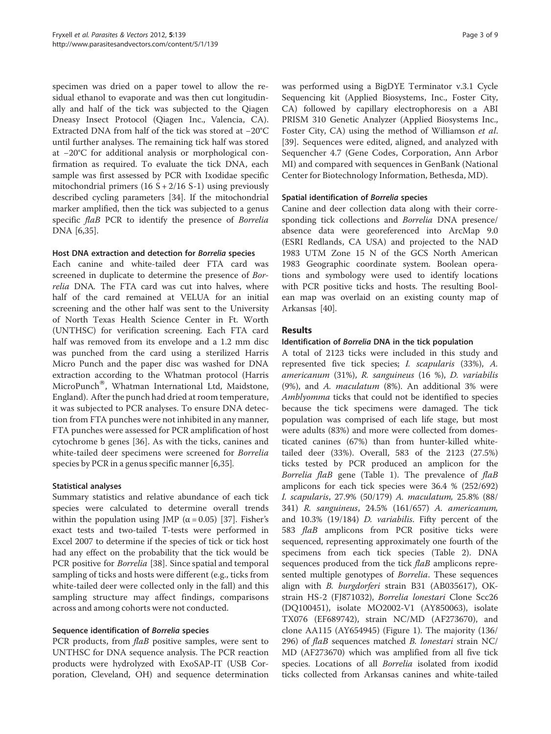specimen was dried on a paper towel to allow the residual ethanol to evaporate and was then cut longitudinally and half of the tick was subjected to the Qiagen Dneasy Insect Protocol (Qiagen Inc., Valencia, CA). Extracted DNA from half of the tick was stored at −20°C until further analyses. The remaining tick half was stored at −20°C for additional analysis or morphological confirmation as required. To evaluate the tick DNA, each sample was first assessed by PCR with Ixodidae specific mitochondrial primers (16 S + 2/16 S-1) using previously described cycling parameters [34]. If the mitochondrial marker amplified, then the tick was subjected to a genus specific *flaB* PCR to identify the presence of *Borrelia* DNA [6,35].

### Host DNA extraction and detection for *Borrelia* species

Each canine and white-tailed deer FTA card was screened in duplicate to determine the presence of *Borrelia* DNA. The FTA card was cut into halves, where half of the card remained at VELUA for an initial screening and the other half was sent to the University of North Texas Health Science Center in Ft. Worth (UNTHSC) for verification screening. Each FTA card half was removed from its envelope and a 1.2 mm disc was punched from the card using a sterilized Harris Micro Punch and the paper disc was washed for DNA extraction according to the Whatman protocol (Harris MicroPunch®, Whatman International Ltd, Maidstone, England). After the punch had dried at room temperature, it was subjected to PCR analyses. To ensure DNA detection from FTA punches were not inhibited in any manner, FTA punches were assessed for PCR amplification of host cytochrome b genes [36]. As with the ticks, canines and white-tailed deer specimens were screened for *Borrelia* species by PCR in a genus specific manner [6,35].

### Statistical analyses

Summary statistics and relative abundance of each tick species were calculated to determine overall trends within the population using JMP ($\alpha = 0.05$) [37]. Fisher's exact tests and two-tailed T-tests were performed in Excel 2007 to determine if the species of tick or tick host had any effect on the probability that the tick would be PCR positive for *Borrelia* [38]. Since spatial and temporal sampling of ticks and hosts were different (e.g., ticks from white-tailed deer were collected only in the fall) and this sampling structure may affect findings, comparisons across and among cohorts were not conducted.

### Sequence identification of *Borrelia* species

PCR products, from *flaB* positive samples, were sent to UNTHSC for DNA sequence analysis. The PCR reaction products were hydrolyzed with ExoSAP-IT (USB Corporation, Cleveland, OH) and sequence determination was performed using a BigDYE Terminator v.3.1 Cycle Sequencing kit (Applied Biosystems, Inc., Foster City, CA) followed by capillary electrophoresis on a ABI PRISM 310 Genetic Analyzer (Applied Biosystems Inc., Foster City, CA) using the method of Williamson *et al*. [39]. Sequences were edited, aligned, and analyzed with Sequencher 4.7 (Gene Codes, Corporation, Ann Arbor MI) and compared with sequences in GenBank (National Center for Biotechnology Information, Bethesda, MD).

### Spatial identification of *Borrelia* species

Canine and deer collection data along with their corresponding tick collections and *Borrelia* DNA presence/absence data were georeferenced into ArcMap 9.0 (ESRI Redlands, CA USA) and projected to the NAD 1983 UTM Zone 15 N of the GCS North American 1983 Geographic coordinate system. Boolean operations and symbology were used to identify locations with PCR positive ticks and hosts. The resulting Boolean map was overlaid on an existing county map of Arkansas [40].

## Results

### Identification of *Borrelia* DNA in the tick population

A total of 2123 ticks were included in this study and represented five tick species; *I. scapularis* (33%), *A. americanum* (31%), *R. sanguineus* (16 %), *D. variabilis* (9%), and *A. maculatum* (8%). An additional 3% were *Amblyomma* ticks that could not be identified to species because the tick specimens were damaged. The tick population was comprised of each life stage, but most were adults (83%) and more were collected from domesticated canines (67%) than from hunter-killed white-tailed deer (33%). Overall, 583 of the 2123 (27.5%) ticks tested by PCR produced an amplicon for the *Borrelia flaB* gene (Table 1). The prevalence of *flaB* amplicons for each tick species were 36.4 % (252/692) *I. scapularis*, 27.9% (50/179) *A. maculatum,* 25.8% (88/341) *R. sanguineus*, 24.5% (161/657) *A. americanum,* and 10.3% (19/184) *D. variabilis*. Fifty percent of the 583 *flaB* amplicons from PCR positive ticks were sequenced, representing approximately one fourth of the specimens from each tick species (Table 2). DNA sequences produced from the tick *flaB* amplicons represented multiple genotypes of *Borrelia*. These sequences align with *B. burgdorferi* strain B31 (AB035617), OK-strain HS-2 (FJ871032), *Borrelia lonestari* Clone Scc26 (DQ100451), isolate MO2002-V1 (AY850063), isolate TX076 (EF689742), strain NC/MD (AF273670), and clone AA115 (AY654945) (Figure 1). The majority (136/296) of *flaB* sequences matched *B. lonestari* strain NC/MD (AF273670) which was amplified from all five tick species. Locations of all *Borrelia* isolated from ixodid ticks collected from Arkansas canines and white-tailed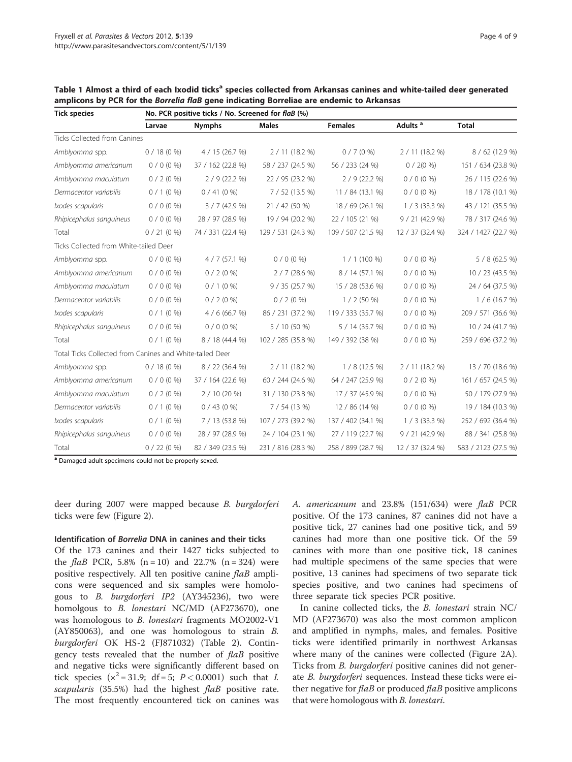**Table 1 Almost a third of each Ixodid ticks[a] species collected from Arkansas canines and white-tailed deer generated amplicons by PCR for the *Borrelia flaB* gene indicating Borreliae are endemic to Arkansas**

| Tick species | No. PCR positive ticks / No. Screened for *flaB* (%) | | | | | |
|---|---|---|---|---|---|---|
| | Larvae | Nymphs | Males | Females | Adults [a] | Total |
| Ticks Collected from Canines | | | | | | |
| *Amblyomma* spp. | 0 / 18 (0 %) | 4 / 15 (26.7 %) | 2 / 11 (18.2 %) | 0 / 7 (0 %) | 2 / 11 (18.2 %) | 8 / 62 (12.9 %) |
| *Amblyomma americanum* | 0 / 0 (0 %) | 37 / 162 (22.8 %) | 58 / 237 (24.5 %) | 56 / 233 (24 %) | 0 / 2(0 %) | 151 / 634 (23.8 %) |
| *Amblyomma maculatum* | 0 / 2 (0 %) | 2 / 9 (22.2 %) | 22 / 95 (23.2 %) | 2 / 9 (22.2 %) | 0 / 0 (0 %) | 26 / 115 (22.6 %) |
| *Dermacentor variabilis* | 0 / 1 (0 %) | 0 / 41 (0 %) | 7 / 52 (13.5 %) | 11 / 84 (13.1 %) | 0 / 0 (0 %) | 18 / 178 (10.1 %) |
| *Ixodes scapularis* | 0 / 0 (0 %) | 3 / 7 (42.9 %) | 21 / 42 (50 %) | 18 / 69 (26.1 %) | 1 / 3 (33.3 %) | 43 / 121 (35.5 %) |
| *Rhipicephalus sanguineus* | 0 / 0 (0 %) | 28 / 97 (28.9 %) | 19 / 94 (20.2 %) | 22 / 105 (21 %) | 9 / 21 (42.9 %) | 78 / 317 (24.6 %) |
| Total | 0 / 21 (0 %) | 74 / 331 (22.4 %) | 129 / 531 (24.3 %) | 109 / 507 (21.5 %) | 12 / 37 (32.4 %) | 324 / 1427 (22.7 %) |
| Ticks Collected from White-tailed Deer | | | | | | |
| *Amblyomma* spp. | 0 / 0 (0 %) | 4 / 7 (57.1 %) | 0 / 0 (0 %) | 1 / 1 (100 %) | 0 / 0 (0 %) | 5 / 8 (62.5 %) |
| *Amblyomma americanum* | 0 / 0 (0 %) | 0 / 2 (0 %) | 2 / 7 (28.6 %) | 8 / 14 (57.1 %) | 0 / 0 (0 %) | 10 / 23 (43.5 %) |
| *Amblyomma maculatum* | 0 / 0 (0 %) | 0 / 1 (0 %) | 9 / 35 (25.7 %) | 15 / 28 (53.6 %) | 0 / 0 (0 %) | 24 / 64 (37.5 %) |
| *Dermacentor variabilis* | 0 / 0 (0 %) | 0 / 2 (0 %) | 0 / 2 (0 %) | 1 / 2 (50 %) | 0 / 0 (0 %) | 1 / 6 (16.7 %) |
| *Ixodes scapularis* | 0 / 1 (0 %) | 4 / 6 (66.7 %) | 86 / 231 (37.2 %) | 119 / 333 (35.7 %) | 0 / 0 (0 %) | 209 / 571 (36.6 %) |
| *Rhipicephalus sanguineus* | 0 / 0 (0 %) | 0 / 0 (0 %) | 5 / 10 (50 %) | 5 / 14 (35.7 %) | 0 / 0 (0 %) | 10 / 24 (41.7 %) |
| Total | 0 / 1 (0 %) | 8 / 18 (44.4 %) | 102 / 285 (35.8 %) | 149 / 392 (38 %) | 0 / 0 (0 %) | 259 / 696 (37.2 %) |
| Total Ticks Collected from Canines and White-tailed Deer | | | | | | |
| *Amblyomma* spp. | 0 / 18 (0 %) | 8 / 22 (36.4 %) | 2 / 11 (18.2 %) | 1 / 8 (12.5 %) | 2 / 11 (18.2 %) | 13 / 70 (18.6 %) |
| *Amblyomma americanum* | 0 / 0 (0 %) | 37 / 164 (22.6 %) | 60 / 244 (24.6 %) | 64 / 247 (25.9 %) | 0 / 2 (0 %) | 161 / 657 (24.5 %) |
| *Amblyomma maculatum* | 0 / 2 (0 %) | 2 / 10 (20 %) | 31 / 130 (23.8 %) | 17 / 37 (45.9 %) | 0 / 0 (0 %) | 50 / 179 (27.9 %) |
| *Dermacentor variabilis* | 0 / 1 (0 %) | 0 / 43 (0 %) | 7 / 54 (13 %) | 12 / 86 (14 %) | 0 / 0 (0 %) | 19 / 184 (10.3 %) |
| *Ixodes scapularis* | 0 / 1 (0 %) | 7 / 13 (53.8 %) | 107 / 273 (39.2 %) | 137 / 402 (34.1 %) | 1 / 3 (33.3 %) | 252 / 692 (36.4 %) |
| *Rhipicephalus sanguineus* | 0 / 0 (0 %) | 28 / 97 (28.9 %) | 24 / 104 (23.1 %) | 27 / 119 (22.7 %) | 9 / 21 (42.9 %) | 88 / 341 (25.8 %) |
| Total | 0 / 22 (0 %) | 82 / 349 (23.5 %) | 231 / 816 (28.3 %) | 258 / 899 (28.7 %) | 12 / 37 (32.4 %) | 583 / 2123 (27.5 %) |

[a] Damaged adult specimens could not be properly sexed.

deer during 2007 were mapped because *B. burgdorferi* ticks were few (Figure 2).

### Identification of *Borrelia* DNA in canines and their ticks

Of the 173 canines and their 1427 ticks subjected to the *flaB* PCR, 5.8% (n = 10) and 22.7% (n = 324) were positive respectively. All ten positive canine *flaB* amplicons were sequenced and six samples were homologous to *B. burgdorferi IP2* (AY345236), two were homolgous to *B. lonestari* NC/MD (AF273670), one was homologous to *B. lonestari* fragments MO2002-V1 (AY850063), and one was homologous to strain *B. burgdorferi* OK HS-2 (FJ871032) (Table 2). Contingency tests revealed that the number of *flaB* positive and negative ticks were significantly different based on tick species ($\chi^2 = 31.9$; df = 5; $P < 0.0001$) such that *I. scapularis* (35.5%) had the highest *flaB* positive rate. The most frequently encountered tick on canines was *A. americanum* and 23.8% (151/634) were *flaB* PCR positive. Of the 173 canines, 87 canines did not have a positive tick, 27 canines had one positive tick, and 59 canines had more than one positive tick. Of the 59 canines with more than one positive tick, 18 canines had multiple specimens of the same species that were positive, 13 canines had specimens of two separate tick species positive, and two canines had specimens of three separate tick species PCR positive.

In canine collected ticks, the *B. lonestari* strain NC/MD (AF273670) was also the most common amplicon and amplified in nymphs, males, and females. Positive ticks were identified primarily in northwest Arkansas where many of the canines were collected (Figure 2A). Ticks from *B. burgdorferi* positive canines did not generate *B. burgdorferi* sequences. Instead these ticks were either negative for *flaB* or produced *flaB* positive amplicons that were homologous with *B. lonestari*.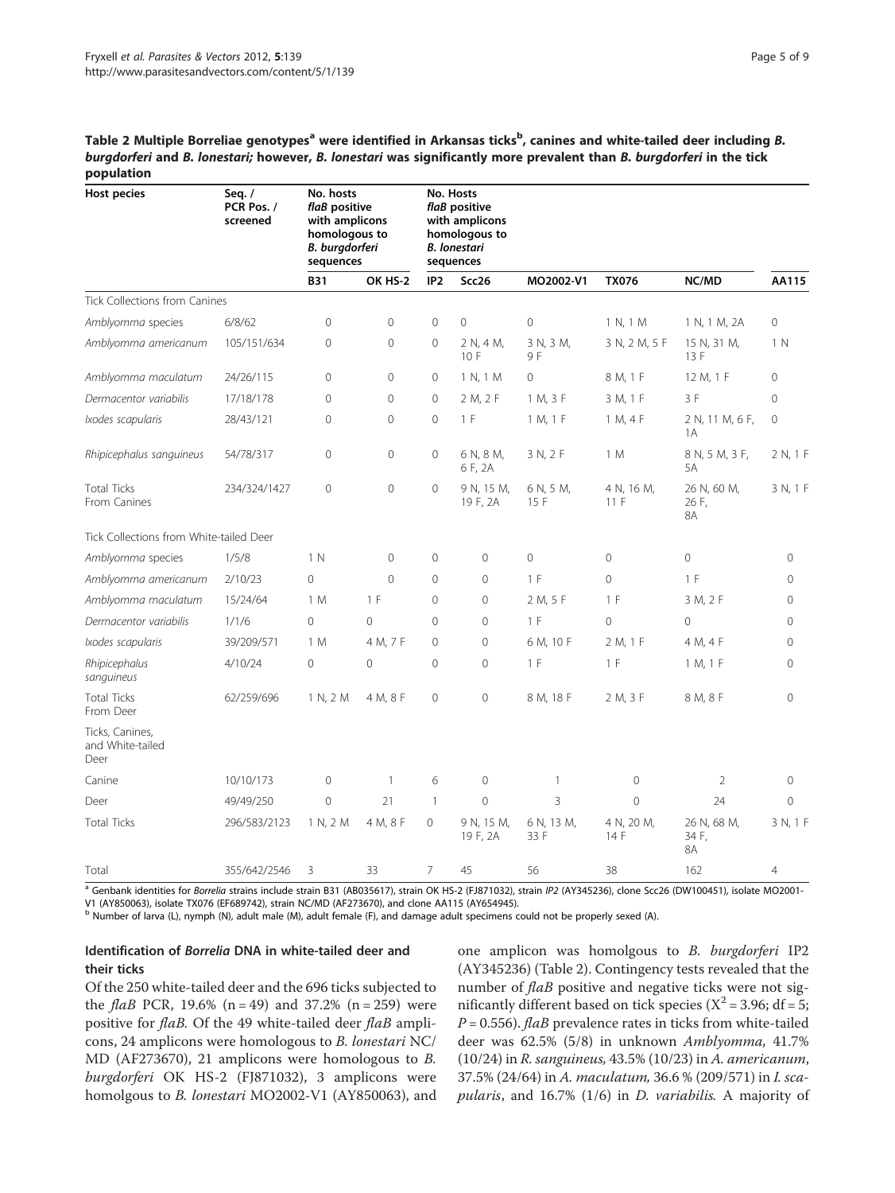**Table 2 Multiple Borreliae genotypes[a] were identified in Arkansas ticks[b], canines and white-tailed deer including *B. burgdorferi* and *B. lonestari*; however, *B. lonestari* was significantly more prevalent than *B. burgdorferi* in the tick population**

| Host pecies | Seq. / PCR Pos. / screened | No. hosts *flaB* positive with amplicons homologous to *B. burgdorferi* sequences | | No. Hosts *flaB* positive with amplicons homologous to *B. lonestari* sequences | | | | | |
|---|---|---|---|---|---|---|---|---|---|
| | | B31 | OK HS-2 | IP2 | Scc26 | MO2002-V1 | TX076 | NC/MD | AA115 |
| Tick Collections from Canines | | | | | | | | | |
| *Amblyomma* species | 6/8/62 | 0 | 0 | 0 | 0 | 0 | 1 N, 1 M | 1 N, 1 M, 2A | 0 |
| *Amblyomma americanum* | 105/151/634 | 0 | 0 | 0 | 2 N, 4 M, 10 F | 3 N, 3 M, 9 F | 3 N, 2 M, 5 F | 15 N, 31 M, 13 F | 1 N |
| *Amblyomma maculatum* | 24/26/115 | 0 | 0 | 0 | 1 N, 1 M | 0 | 8 M, 1 F | 12 M, 1 F | 0 |
| *Dermacentor variabilis* | 17/18/178 | 0 | 0 | 0 | 2 M, 2 F | 1 M, 3 F | 3 M, 1 F | 3 F | 0 |
| *Ixodes scapularis* | 28/43/121 | 0 | 0 | 0 | 1 F | 1 M, 1 F | 1 M, 4 F | 2 N, 11 M, 6 F, 1A | 0 |
| *Rhipicephalus sanguineus* | 54/78/317 | 0 | 0 | 0 | 6 N, 8 M, 6 F, 2A | 3 N, 2 F | 1 M | 8 N, 5 M, 3 F, 5A | 2 N, 1 F |
| Total Ticks From Canines | 234/324/1427 | 0 | 0 | 0 | 9 N, 15 M, 19 F, 2A | 6 N, 5 M, 15 F | 4 N, 16 M, 11 F | 26 N, 60 M, 26 F, 8A | 3 N, 1 F |
| Tick Collections from White-tailed Deer | | | | | | | | | |
| *Amblyomma* species | 1/5/8 | 1 N | 0 | 0 | 0 | 0 | 0 | 0 | 0 |
| *Amblyomma americanum* | 2/10/23 | 0 | 0 | 0 | 0 | 1 F | 0 | 1 F | 0 |
| *Amblyomma maculatum* | 15/24/64 | 1 M | 1 F | 0 | 0 | 2 M, 5 F | 1 F | 3 M, 2 F | 0 |
| *Dermacentor variabilis* | 1/1/6 | 0 | 0 | 0 | 0 | 1 F | 0 | 0 | 0 |
| *Ixodes scapularis* | 39/209/571 | 1 M | 4 M, 7 F | 0 | 0 | 6 M, 10 F | 2 M, 1 F | 4 M, 4 F | 0 |
| *Rhipicephalus sanguineus* | 4/10/24 | 0 | 0 | 0 | 0 | 1 F | 1 F | 1 M, 1 F | 0 |
| Total Ticks From Deer | 62/259/696 | 1 N, 2 M | 4 M, 8 F | 0 | 0 | 8 M, 18 F | 2 M, 3 F | 8 M, 8 F | 0 |
| Ticks, Canines, and White-tailed Deer | | | | | | | | | |
| Canine | 10/10/173 | 0 | 1 | 6 | 0 | 1 | 0 | 2 | 0 |
| Deer | 49/49/250 | 0 | 21 | 1 | 0 | 3 | 0 | 24 | 0 |
| Total Ticks | 296/583/2123 | 1 N, 2 M | 4 M, 8 F | 0 | 9 N, 15 M, 19 F, 2A | 6 N, 13 M, 33 F | 4 N, 20 M, 14 F | 26 N, 68 M, 34 F, 8A | 3 N, 1 F |
| Total | 355/642/2546 | 3 | 33 | 7 | 45 | 56 | 38 | 162 | 4 |

[a] Genbank identities for *Borrelia* strains include strain B31 (AB035617), strain OK HS-2 (FJ871032), strain *IP2* (AY345236), clone Scc26 (DW100451), isolate MO2001-V1 (AY850063), isolate TX076 (EF689742), strain NC/MD (AF273670), and clone AA115 (AY654945).
[b] Number of larva (L), nymph (N), adult male (M), adult female (F), and damage adult specimens could not be properly sexed (A).

### Identification of *Borrelia* DNA in white-tailed deer and their ticks

Of the 250 white-tailed deer and the 696 ticks subjected to the *flaB* PCR, 19.6% (n = 49) and 37.2% (n = 259) were positive for *flaB*. Of the 49 white-tailed deer *flaB* amplicons, 24 amplicons were homologous to *B. lonestari* NC/MD (AF273670), 21 amplicons were homologous to *B. burgdorferi* OK HS-2 (FJ871032), 3 amplicons were homolgous to *B. lonestari* MO2002-V1 (AY850063), and one amplicon was homolgous to *B. burgdorferi* IP2 (AY345236) (Table 2). Contingency tests revealed that the number of *flaB* positive and negative ticks were not significantly different based on tick species ($X^2 = 3.96$; df = 5; $P = 0.556$). *flaB* prevalence rates in ticks from white-tailed deer was 62.5% (5/8) in unknown *Amblyomma*, 41.7% (10/24) in *R. sanguineus*, 43.5% (10/23) in *A. americanum*, 37.5% (24/64) in *A. maculatum*, 36.6 % (209/571) in *I. scapularis*, and 16.7% (1/6) in *D. variabilis*. A majority of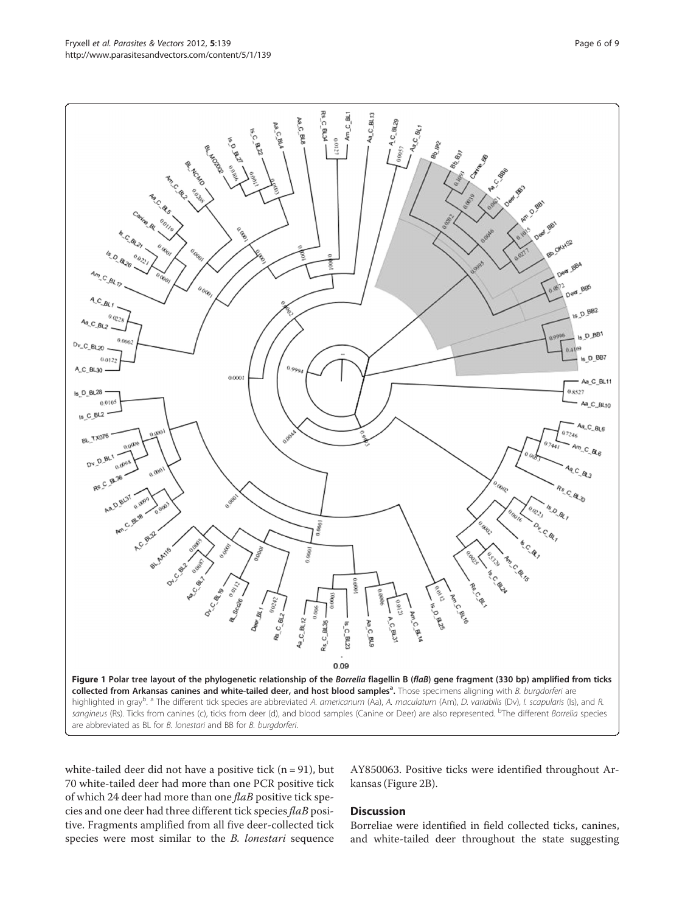**Figure 1 Polar tree layout of the phylogenetic relationship of the *Borrelia* flagellin B (*flaB*) gene fragment (330 bp) amplified from ticks collected from Arkansas canines and white-tailed deer, and host blood samples[a].** Those specimens aligning with *B. burgdorferi* are highlighted in gray[b]. [a] The different tick species are abbreviated *A. americanum* (Aa), *A. maculatum* (Am), *D. variabilis* (Dv), *I. scapularis* (Is), and *R. sangineus* (Rs). Ticks from canines (c), ticks from deer (d), and blood samples (Canine or Deer) are also represented. [b]The different *Borrelia* species are abbreviated as BL for *B. lonestari* and BB for *B. burgdorferi*.

white-tailed deer did not have a positive tick (n = 91), but 70 white-tailed deer had more than one PCR positive tick of which 24 deer had more than one *flaB* positive tick species and one deer had three different tick species *flaB* positive. Fragments amplified from all five deer-collected tick species were most similar to the *B. lonestari* sequence AY850063. Positive ticks were identified throughout Arkansas (Figure 2B).

## Discussion

Borreliae were identified in field collected ticks, canines, and white-tailed deer throughout the state suggesting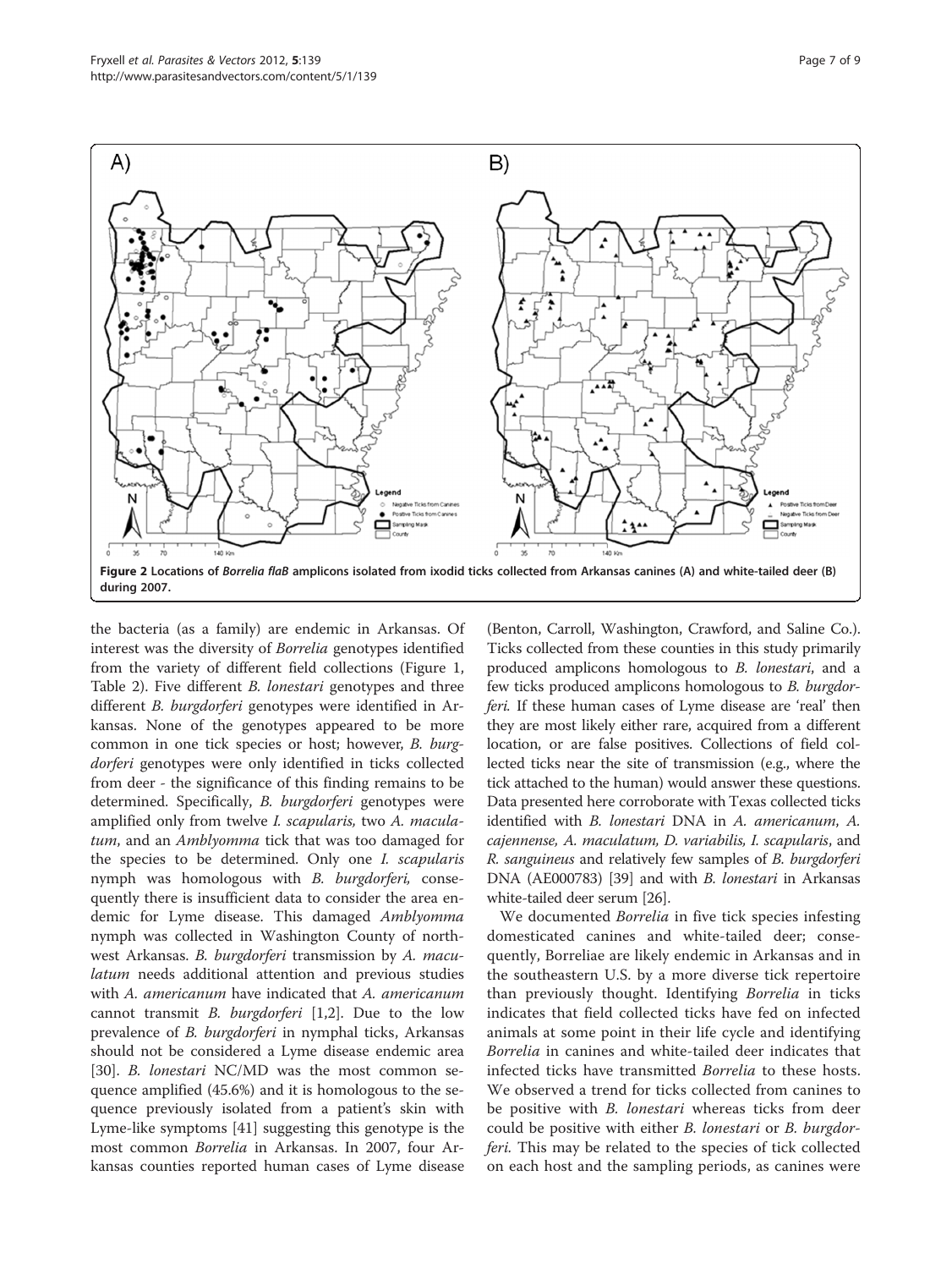Figure 2 Locations of *Borrelia flaB* amplicons isolated from ixodid ticks collected from Arkansas canines (A) and white-tailed deer (B) during 2007.

the bacteria (as a family) are endemic in Arkansas. Of interest was the diversity of *Borrelia* genotypes identified from the variety of different field collections (Figure 1, Table 2). Five different *B. lonestari* genotypes and three different *B. burgdorferi* genotypes were identified in Arkansas. None of the genotypes appeared to be more common in one tick species or host; however, *B. burgdorferi* genotypes were only identified in ticks collected from deer - the significance of this finding remains to be determined. Specifically, *B. burgdorferi* genotypes were amplified only from twelve *I. scapularis*, two *A. maculatum*, and an *Amblyomma* tick that was too damaged for the species to be determined. Only one *I. scapularis* nymph was homologous with *B. burgdorferi*, consequently there is insufficient data to consider the area endemic for Lyme disease. This damaged *Amblyomma* nymph was collected in Washington County of northwest Arkansas. *B. burgdorferi* transmission by *A. maculatum* needs additional attention and previous studies with *A. americanum* have indicated that *A. americanum* cannot transmit *B. burgdorferi* [1,2]. Due to the low prevalence of *B. burgdorferi* in nymphal ticks, Arkansas should not be considered a Lyme disease endemic area [30]. *B. lonestari* NC/MD was the most common sequence amplified (45.6%) and it is homologous to the sequence previously isolated from a patient's skin with Lyme-like symptoms [41] suggesting this genotype is the most common *Borrelia* in Arkansas. In 2007, four Arkansas counties reported human cases of Lyme disease (Benton, Carroll, Washington, Crawford, and Saline Co.). Ticks collected from these counties in this study primarily produced amplicons homologous to *B. lonestari*, and a few ticks produced amplicons homologous to *B. burgdorferi*. If these human cases of Lyme disease are 'real' then they are most likely either rare, acquired from a different location, or are false positives. Collections of field collected ticks near the site of transmission (e.g., where the tick attached to the human) would answer these questions. Data presented here corroborate with Texas collected ticks identified with *B. lonestari* DNA in *A. americanum*, *A. cajennense, A. maculatum, D. variabilis, I. scapularis*, and *R. sanguineus* and relatively few samples of *B. burgdorferi* DNA (AE000783) [39] and with *B. lonestari* in Arkansas white-tailed deer serum [26].

We documented *Borrelia* in five tick species infesting domesticated canines and white-tailed deer; consequently, Borreliae are likely endemic in Arkansas and in the southeastern U.S. by a more diverse tick repertoire than previously thought. Identifying *Borrelia* in ticks indicates that field collected ticks have fed on infected animals at some point in their life cycle and identifying *Borrelia* in canines and white-tailed deer indicates that infected ticks have transmitted *Borrelia* to these hosts. We observed a trend for ticks collected from canines to be positive with *B. lonestari* whereas ticks from deer could be positive with either *B. lonestari* or *B. burgdorferi*. This may be related to the species of tick collected on each host and the sampling periods, as canines were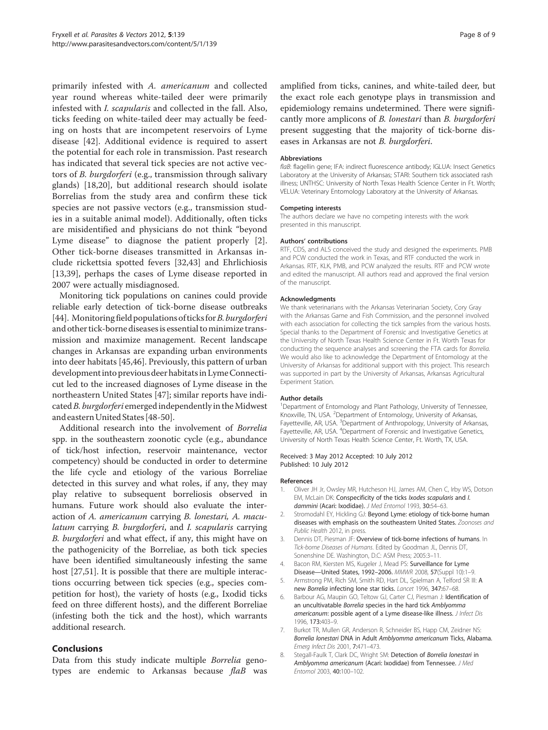primarily infested with *A. americanum* and collected year round whereas white-tailed deer were primarily infested with *I. scapularis* and collected in the fall. Also, ticks feeding on white-tailed deer may actually be feeding on hosts that are incompetent reservoirs of Lyme disease [42]. Additional evidence is required to assert the potential for each role in transmission. Past research has indicated that several tick species are not active vectors of *B. burgdorferi* (e.g., transmission through salivary glands) [18,20], but additional research should isolate Borrelias from the study area and confirm these tick species are not passive vectors (e.g., transmission studies in a suitable animal model). Additionally, often ticks are misidentified and physicians do not think "beyond Lyme disease" to diagnose the patient properly [2]. Other tick-borne diseases transmitted in Arkansas include rickettsia spotted fevers [32,43] and Ehrlichiosis [13,39], perhaps the cases of Lyme disease reported in 2007 were actually misdiagnosed.

Monitoring tick populations on canines could provide reliable early detection of tick-borne disease outbreaks [44]. Monitoring field populations of ticks for *B. burgdorferi* and other tick-borne diseases is essential to minimize transmission and maximize management. Recent landscape changes in Arkansas are expanding urban environments into deer habitats [45,46]. Previously, this pattern of urban development into previous deer habitats in Lyme Connecticut led to the increased diagnoses of Lyme disease in the northeastern United States [47]; similar reports have indicated *B. burgdorferi* emerged independently in the Midwest and eastern United States [48-50].

Additional research into the involvement of *Borrelia* spp. in the southeastern zoonotic cycle (e.g., abundance of tick/host infection, reservoir maintenance, vector competency) should be conducted in order to determine the life cycle and etiology of the various Borreliae detected in this survey and what roles, if any, they may play relative to subsequent borreliosis observed in humans. Future work should also evaluate the interaction of *A. americanum* carrying *B. lonestari, A. maculatum* carrying *B. burgdorferi*, and *I. scapularis* carrying *B. burgdorferi* and what effect, if any, this might have on the pathogenicity of the Borreliae, as both tick species have been identified simultaneously infesting the same host [27,51]. It is possible that there are multiple interactions occurring between tick species (e.g., species competition for host), the variety of hosts (e.g., Ixodid ticks feed on three different hosts), and the different Borreliae (infesting both the tick and the host), which warrants additional research.

## Conclusions

Data from this study indicate multiple *Borrelia* genotypes are endemic to Arkansas because *flaB* was amplified from ticks, canines, and white-tailed deer, but the exact role each genotype plays in transmission and epidemiology remains undetermined. There were significantly more amplicons of *B. lonestari* than *B. burgdorferi* present suggesting that the majority of tick-borne diseases in Arkansas are not *B. burgdorferi*.

#### Abbreviations

*flaB*: flagellin gene; IFA: indirect fluorescence antibody; IGLUA: Insect Genetics Laboratory at the University of Arkansas; STARI: Southern tick associated rash illness; UNTHSC: University of North Texas Health Science Center in Ft. Worth; VELUA: Veterinary Entomology Laboratory at the University of Arkansas.

#### Competing interests

The authors declare we have no competing interests with the work presented in this manuscript.

#### Authors' contributions

RTF, CDS, and ALS conceived the study and designed the experiments. PMB and PCW conducted the work in Texas, and RTF conducted the work in Arkansas. RTF, KLK, PMB, and PCW analyzed the results. RTF and PCW wrote and edited the manuscript. All authors read and approved the final version of the manuscript.

#### Acknowledgments

We thank veterinarians with the Arkansas Veterinarian Society, Cory Gray with the Arkansas Game and Fish Commission, and the personnel involved with each association for collecting the tick samples from the various hosts. Special thanks to the Department of Forensic and Investigative Genetics at the University of North Texas Health Science Center in Ft. Worth Texas for conducting the sequence analyses and screening the FTA cards for *Borrelia*. We would also like to acknowledge the Department of Entomology at the University of Arkansas for additional support with this project. This research was supported in part by the University of Arkansas, Arkansas Agricultural Experiment Station.

#### Author details

[1]Department of Entomology and Plant Pathology, University of Tennessee, Knoxville, TN, USA. [2]Department of Entomology, University of Arkansas, Fayetteville, AR, USA. [3]Department of Anthropology, University of Arkansas, Fayetteville, AR, USA. [4]Department of Forensic and Investigative Genetics, University of North Texas Health Science Center, Ft. Worth, TX, USA.

Received: 3 May 2012 Accepted: 10 July 2012
Published: 10 July 2012

#### References

1. Oliver JH Jr, Owsley MR, Hutcheson HJ, James AM, Chen C, Irby WS, Dotson EM, McLain DK: **Conspecificity of the ticks *Ixodes scapularis* and *I. dammini* (Acari: Ixodidae).** *J Med Entomol* 1993, **30:**54–63.
2. Stromodahl EY, Hickling GJ: **Beyond Lyme: etiology of tick-borne human diseases with emphasis on the southeastern United States.** *Zoonoses and Public Health* 2012, in press.
3. Dennis DT, Piesman JF: **Overview of tick-borne infections of humans**. In *Tick-borne Diseases of Humans*. Edited by Goodman JL, Dennis DT, Sonenshine DE. Washington, D.C: ASM Press; 2005:3–11.
4. Bacon RM, Kiersten MS, Kugeler J, Mead PS: **Surveillance for Lyme Disease—United States, 1992–2006.** *MMWR* 2008, **57**(Suppl 10):1–9.
5. Armstrong PM, Rich SM, Smith RD, Hart DL, Spielman A, Telford SR III: **A new *Borrelia* infecting lone star ticks.** *Lancet* 1996, **347:**67–68.
6. Barbour AG, Maupin GO, Teltow GJ, Carter CJ, Piesman J: **Identification of an uncultivatable *Borrelia* species in the hard tick *Amblyomma americanum*: possible agent of a Lyme disease-like illness.** *J Infect Dis* 1996, **173:**403–9.
7. Burkot TR, Mullen GR, Anderson R, Schneider BS, Happ CM, Zeidner NS: ***Borrelia lonestari* DNA in Adult *Amblyomma americanum* Ticks, Alabama.** *Emerg Infect Dis* 2001, **7:**471–473.
8. Stegall-Faulk T, Clark DC, Wright SM: **Detection of *Borrelia lonestari* in *Amblyomma americanum* (Acari: Ixodidae) from Tennessee.** *J Med Entomol* 2003, **40:**100–102.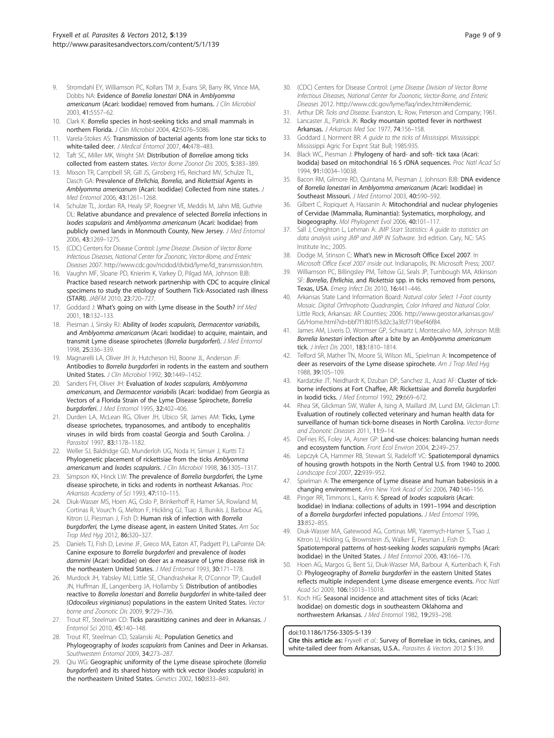9. Stromdahl EY, Williamson PC, Kollars TM Jr, Evans SR, Barry RK, Vince MA, Dobbs NA: **Evidence of *Borrelia lonestari* DNA in *Amblyomma americanum* (Acari: Ixodidae) removed from humans.** *J Clin Microbiol* 2003, **41:**5557–62.
10. Clark K: ***Borrelia* species in host-seeking ticks and small mammals in northern Florida.** *J Clin Microbiol* 2004, **42:**5076–5086.
11. Varela-Stokes AS: **Transmission of bacterial agents from lone star ticks to white-tailed deer.** *J Medical Entomol* 2007, **44:**478–483.
12. Taft SC, Miller MK, Wright SM: **Distribution of *Borreliae* among ticks collected from eastern states.** *Vector Borne Zoonot Dis* 2005, **5:**383–389.
13. Mixson TR, Campbell SR, Gill JS, Ginsberg HS, Reichard MV, Schulze TL, Dasch GA: **Prevalence of *Ehrlichia*, *Borrelia*, and *Rickettsial* Agents in *Amblyomma americanum* (Acari: Ixodidae) Collected from nine states.** *J Med Entomol* 2006, **43:**1261–1268.
14. Schulze TL, Jordan RA, Healy SP, Roegner VE, Meddis M, Jahn MB, Guthrie DL: **Relative abundance and prevalence of selected *Borrelia* infections in *Ixodes scapularis* and *Amblyomma americanum* (Acari: Ixodidae) from publicly owned lands in Monmouth County, New Jersey.** *J Med Entomol* 2006, **43:**1269–1275.
15. (CDC) Centers for Disease Control: *Lyme Disease. Division of Vector Borne Infectious Diseases, National Center for Zoonotic, Vector-Borne, and Enteric Diseases* 2007. http://www.cdc.gov/ncidod/dvbid/lyme/ld_transmission.htm.
16. Vaughn MF, Sloane PD, Knierim K, Varkey D, Pilgad MA, Johnson BJB: **Practice based research network partnership with CDC to acquire clinical specimens to study the etiology of Southern Tick-Associated rash illness (STARI).** *JABFM* 2010, **23:**720–727.
17. Goddard J: **What's going on with Lyme disease in the South?** *Inf Med* 2001, **18:**132–133.
18. Piesman J, Sinsky RJ: **Ability of *Ixodes scapularis, Dermacentor variabilis*, and *Amblyomma americanum* (Acari: Ixodidae) to acquire, maintain, and transmit Lyme disease spirochetes (*Borrelia burgdorferi*).** *J Med Entomol* 1998, **25:**336–339.
19. Magnarelli LA, Oliver JH Jr, Hutcheson HJ, Boone JL, Anderson JF: **Antibodies to *Borrelia burgdorferi* in rodents in the eastern and southern United States.** *J Clin Microbiol* 1992, **30:**1449–1452.
20. Sanders FH, Oliver JH: **Evaluation of *Ixodes scapularis, Amblyomma americanum*, and *Dermacentor variabilis* (Acari: Ixodidae) from Georgia as Vectors of a Florida Strain of the Lyme Disease Spirochete, *Borrelia burgdorferi*.** *J Med Entomol* 1995, **32:**402–406.
21. Durden LA, McLean RG, Oliver JH, Ubico SR, James AM: **Ticks, Lyme disease spriochetes, trypanosomes, and antibody to encephalitis viruses in wild birds from coastal Georgia and South Carolina.** *J Parasitol* 1997, **83:**1178–1182.
22. Weller SJ, Baldridge GD, Munderloh UG, Noda H, Simser J, Kurtti TJ: **Phylogenetic placement of rickettsiae from the ticks *Amblyomma americanum* and *Ixodes scapularis*.** *J Clin Microbiol* 1998, **36**:1305–1317.
23. Simpson KK, Hinck LW: **The prevalence of *Borrelia burgdorferi*, the Lyme disease spirochete, in ticks and rodents in northeast Arkansas.** *Proc Arkansas Academy of Sci* 1993, **47:**110–115.
24. Diuk-Wasser MS, Hoen AG, Cislo P, Brinkerhoff R, Hamer SA, Rowland M, Cortinas R, Vourc'h G, Melton F, Hickling GJ, Tsao JI, Bunikis J, Barbour AG, Kitron U, Piesman J, Fish D: **Human risk of infection with *Borrelia burgdorferi*, the Lyme disease agent, in eastern United States.** *Am Soc Trop Med Hyg* 2012, **86:**320–327.
25. Daniels TJ, Fish D, Levine JF, Greco MA, Eaton AT, Padgett PJ, LaPointe DA: **Canine exposure to *Borrelia burgdorferi* and prevalence of *Ixodes dammini* (Acari: Ixodidae) on deer as a measure of Lyme disease risk in the northeastern United States.** *J Med Entomol* 1993, **30:**171–178.
26. Murdock JH, Yabsley MJ, Little SE, Chandrashekar R, O'Connor TP, Caudell JN, Huffman JE, Langenberg JA, Hollamby S: **Distribution of antibodies reactive to *Borrelia lonestari* and *Borrelia burgdorferi* in white-tailed deer (*Odocoileus virginianus*) populations in the eastern United States.** *Vector borne and Zoonotic Dis* 2009, **9:**729–736.
27. Trout RT, Steelman CD: **Ticks parasitizing canines and deer in Arkansas.** *J Entomol Sci* 2010, **45:**140–148.
28. Trout RT, Steelman CD, Szalanski AL: **Population Genetics and Phylogeography of *Ixodes scapularis* from Canines and Deer in Arkansas.** *Southwestern Entomol* 2009, **34:**273–287.
29. Qiu WG: **Geographic uniformity of the Lyme disease spirochete (*Borrelia burgdorferi*) and its shared history with tick vector (*Ixodes scapularis*) in the northeastern United States.** *Genetics* 2002, **160:**833–849.
30. (CDC) Centers for Disease Control: *Lyme Disease Division of Vector Borne Infectious Diseases, National Center for Zoonotic, Vector-Borne, and Enteric Diseases* 2012. http://www.cdc.gov/lyme/faq/index.html#endemic.
31. Arthur DR: *Ticks and Disease*. Evanston, IL: Row, Peterson and Company; 1961.
32. Lancaster JL, Patrick JK: **Rocky mountain spotted fever in northwest Arkansas.** *J Arkansas Med Soc* 1977, **74:**156–158.
33. Goddard J, Norment BR: *A guide to the ticks of Mississippi*. Mississippi: Mississippi Agric For Expnt Stat Bull; 1985:935.
34. Black WC, Piesman J: **Phylogeny of hard- and soft- tick taxa (Acari: Ixodida) based on mitochondrial 16 S rDNA sequences.** *Proc Natl Acad Sci* 1994, **91:**10034–10038.
35. Bacon RM, Gilmore RD, Quintana M, Piesman J, Johnson BJB: **DNA evidence of *Borrelia lonestari* in *Amblyomma americanum* (Acari: Ixodidae) in Southeast Missouri.** *J Med Entomol* 2003, **40:**590–592.
36. Gilbert C, Ropiquet A, Hassanin A: **Mitochondrial and nuclear phylogenies of Cervidae (Mammalia, Ruminantia): Systematics, morphology, and biogeography.** *Mol Phylogenet Evol* 2006, **40:**101–117.
37. Sall J, Creighton L, Lehman A: *JMP Start Statistics: A guide to statistics an data analysis using JMP and JMP IN Software*. 3rd edition. Cary, NC: SAS Institute Inc.; 2005.
38. Dodge M, Stinson C: **What's new in Microsoft Office Excel 2007.** In *Microsoft Office Excel 2007 inside out*. Indianapolis, IN: Microsoft Press; 2007.
39. Williamson PC, Billingsley PM, Teltow GJ, Seals JP, Turnbough MA, Atkinson SF: ***Borrelia*, *Ehrlichia*, and *Rickettsia* spp. in ticks removed from persons, Texas, USA.** *Emerg Infect Dis* 2010, **16:**441–446.
40. Arkansas State Land Information Board: *Natural color Select 1-Foot county Mosaic. Digital Orthrophoto Quadrangles, Color Infrared and Natural Color*. Little Rock, Arkansas: AR Counties; 2006. http://www.geostor.arkansas.gov/G6/Home.html?id=bbf7f1801f53d2c3a3fcf719bef46f84.
41. James AM, Liveris D, Wormser GP, Schwartz I, Montecalvo MA, Johnson MJB: ***Borrelia lonestari* infection after a bite by an *Amblyomma americanum* tick.** *J Infect Dis* 2001, **183:**1810–1814.
42. Telford SR, Mather TN, Moore SI, Wilson ML, Spielman A: **Incompetence of deer as reservoirs of the Lyme disease spirochete.** *Am J Trop Med Hyg* 1988, **39:**105–109.
43. Kardatzke JT, Neidhardt K, Dzuban DP, Sanchez JL, Azad AF: **Cluster of tick-borne infections at Fort Chaffee, AR: Rickettsiae and *Borrelia burgdorferi* in Ixodid ticks.** *J Med Entomol* 1992, **29:**669–672.
44. Rhea SK, Glickman SW, Waller A, Ising A, Maillard JM, Lund EM, Glickman LT: **Evaluation of routinely collected veterinary and human health data for surveillance of human tick-borne diseases in North Carolina.** *Vector-Borne and Zoonotic Diseases* 2011, **11:**9–14.
45. DeFries RS, Foley JA, Asner GP: **Land-use choices: balancing human needs and ecosystem function.** *Front Ecol Environ* 2004, **2:**249–257.
46. Lepczyk CA, Hammer RB, Stewart SI, Radeloff VC: **Spatiotemporal dynamics of housing growth hotspots in the North Central U.S. from 1940 to 2000.** *Landscape Ecol* 2007, **22:**939–952.
47. Spielman A: **The emergence of Lyme disease and human babesiosis in a changing environment.** *Ann New York Acad of Sci* 2006, **740**:146–156.
48. Pinger RR, Timmons L, Karris K: **Spread of *Ixodes scapularis* (Acari: Ixodidae) in Indiana: collections of adults in 1991–1994 and description of a *Borrelia burgdorferi* infected populations.** *J Med Entomol* 1996, **33:**852–855.
49. Diuk-Wasser MA, Gatewood AG, Cortinas MR, Yaremych-Hamer S, Tsao J, Kitron U, Hickling G, Brownstein JS, Walker E, Piesman J, Fish D: **Spatiotemporal patterns of host-seeking *Ixodes scapularis* nymphs (Acari: Ixodidae) in the United States.** *J Med Entomol* 2006, **43:**166–176.
50. Hoen AG, Margos G, Bent SJ, Diuk-Wasser MA, Barbour A, Kurtenbach K, Fish D: **Phylogeography of *Borrelia burgdorferi* in the eastern United States reflects multiple independent Lyme disease emergence events.** *Proc Natl Acad Sci* 2009, **106:**15013–15018.
51. Koch HG: **Seasonal incidence and attachment sites of ticks (Acari: Ixodidae) on domestic dogs in southeastern Oklahoma and northwestern Arkansas.** *J Med Entomol* 1982, **19:**293–298.

doi:10.1186/1756-3305-5-139

**Cite this article as:** Fryxell *et al.*: Survey of Borreliae in ticks, canines, and white-tailed deer from Arkansas, U.S.A.. *Parasites & Vectors* 2012 **5**:139.